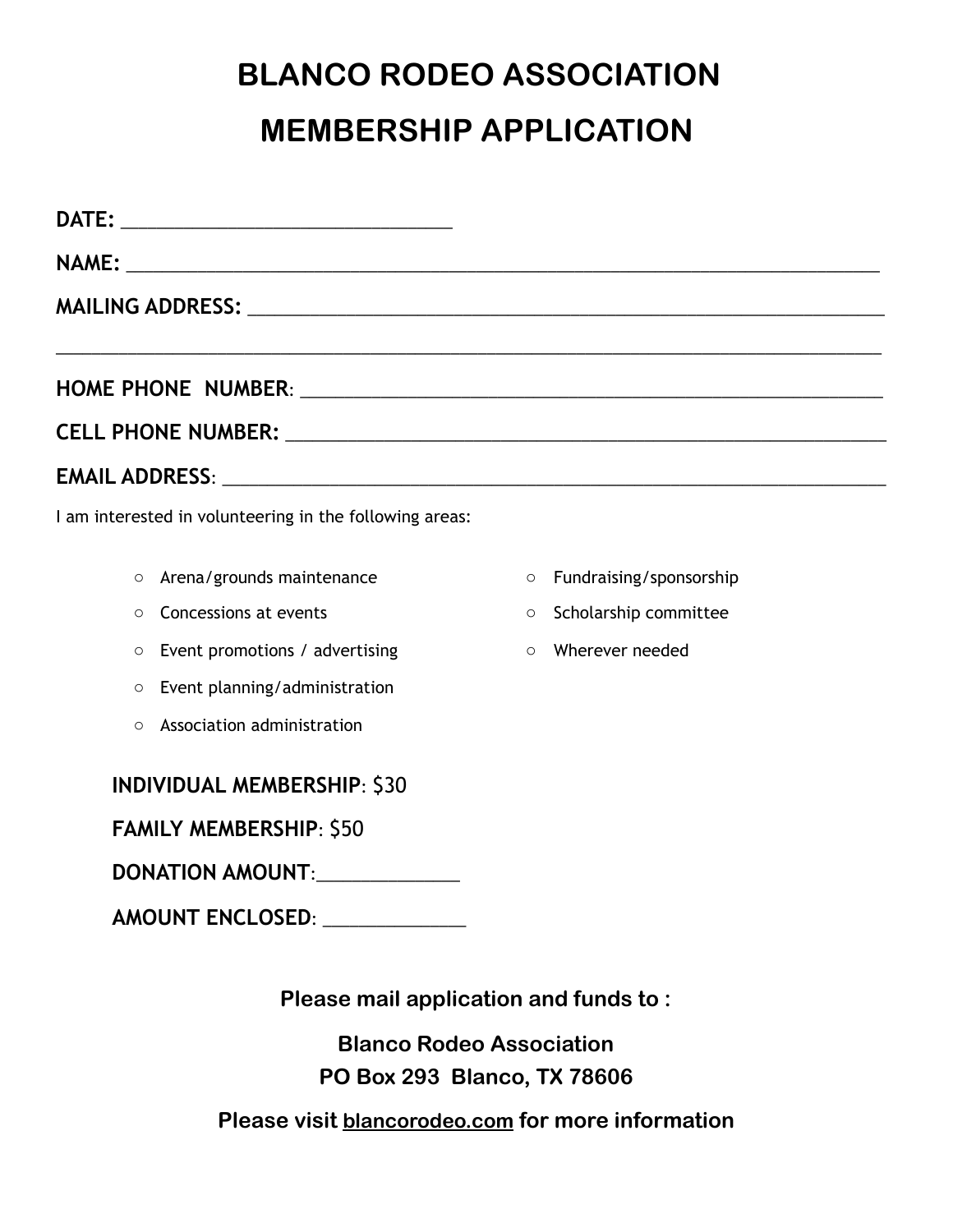# BLANCO RODEO ASSOCIATION

# MEMBERSHIP APPLICATION

**DATE:** ______________________________

**NAME:** ______________________________________________________________________

**MAILING ADDRESS:** ____________________________________________________________

_____________________________________________________________________________

**HOME PHONE NUMBER**: ________________________________________________________

**CELL PHONE NUMBER:** ________________________________________________________

**EMAIL ADDRESS**: ____________________________________________________________

I am interested in volunteering in the following areas:

- ○ Arena/grounds maintenance
- ○ Concessions at events
- ○ Event promotions / advertising
- ○ Event planning/administration
- ○ Association administration
- ○ Fundraising/sponsorship
- ○ Scholarship committee
- ○ Wherever needed

**INDIVIDUAL MEMBERSHIP**: $30

**FAMILY MEMBERSHIP**: $50

**DONATION AMOUNT**:_____________

**AMOUNT ENCLOSED**: _____________

**Please mail application and funds to :**

**Blanco Rodeo Association**
**PO Box 293 Blanco, TX 78606**

**Please visit blancorodeo.com for more information**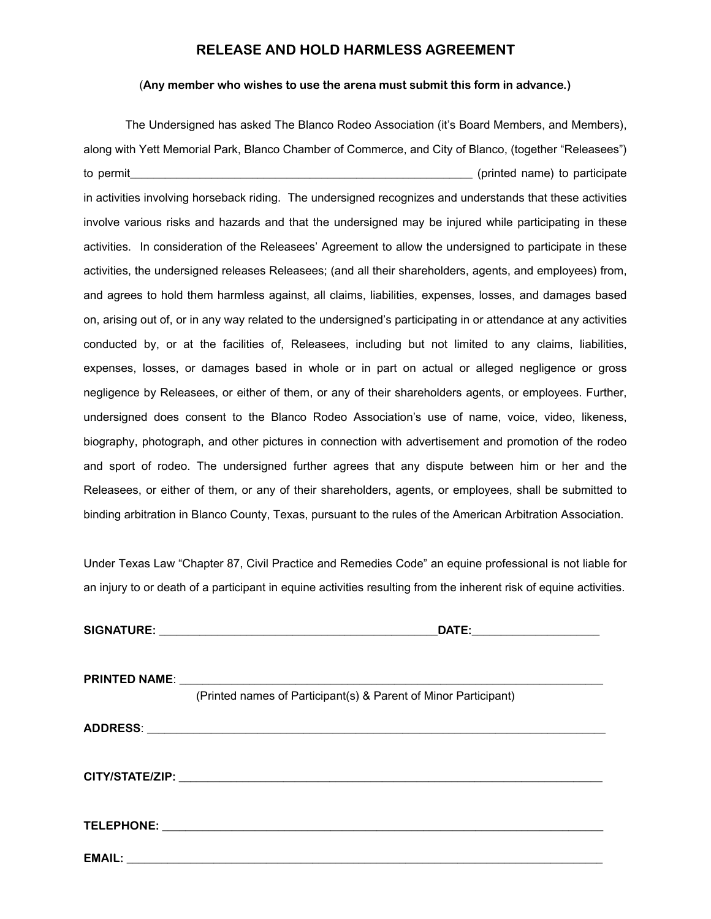# RELEASE AND HOLD HARMLESS AGREEMENT

**(Any member who wishes to use the arena must submit this form in advance.)**

The Undersigned has asked The Blanco Rodeo Association (it's Board Members, and Members), along with Yett Memorial Park, Blanco Chamber of Commerce, and City of Blanco, (together "Releasees") to permit_______________________________________________________ (printed name) to participate in activities involving horseback riding. The undersigned recognizes and understands that these activities involve various risks and hazards and that the undersigned may be injured while participating in these activities. In consideration of the Releasees' Agreement to allow the undersigned to participate in these activities, the undersigned releases Releasees; (and all their shareholders, agents, and employees) from, and agrees to hold them harmless against, all claims, liabilities, expenses, losses, and damages based on, arising out of, or in any way related to the undersigned's participating in or attendance at any activities conducted by, or at the facilities of, Releasees, including but not limited to any claims, liabilities, expenses, losses, or damages based in whole or in part on actual or alleged negligence or gross negligence by Releasees, or either of them, or any of their shareholders agents, or employees. Further, undersigned does consent to the Blanco Rodeo Association's use of name, voice, video, likeness, biography, photograph, and other pictures in connection with advertisement and promotion of the rodeo and sport of rodeo. The undersigned further agrees that any dispute between him or her and the Releasees, or either of them, or any of their shareholders, agents, or employees, shall be submitted to binding arbitration in Blanco County, Texas, pursuant to the rules of the American Arbitration Association.

Under Texas Law "Chapter 87, Civil Practice and Remedies Code" an equine professional is not liable for an injury to or death of a participant in equine activities resulting from the inherent risk of equine activities.

**SIGNATURE:** _____________________________________________**DATE:**____________________

**PRINTED NAME**: ____________________________________________________________________
(Printed names of Participant(s) & Parent of Minor Participant)

**ADDRESS**: ___________________________________________________________________________

**CITY/STATE/ZIP:** ____________________________________________________________________

**TELEPHONE:** ________________________________________________________________________

**EMAIL:** _____________________________________________________________________________